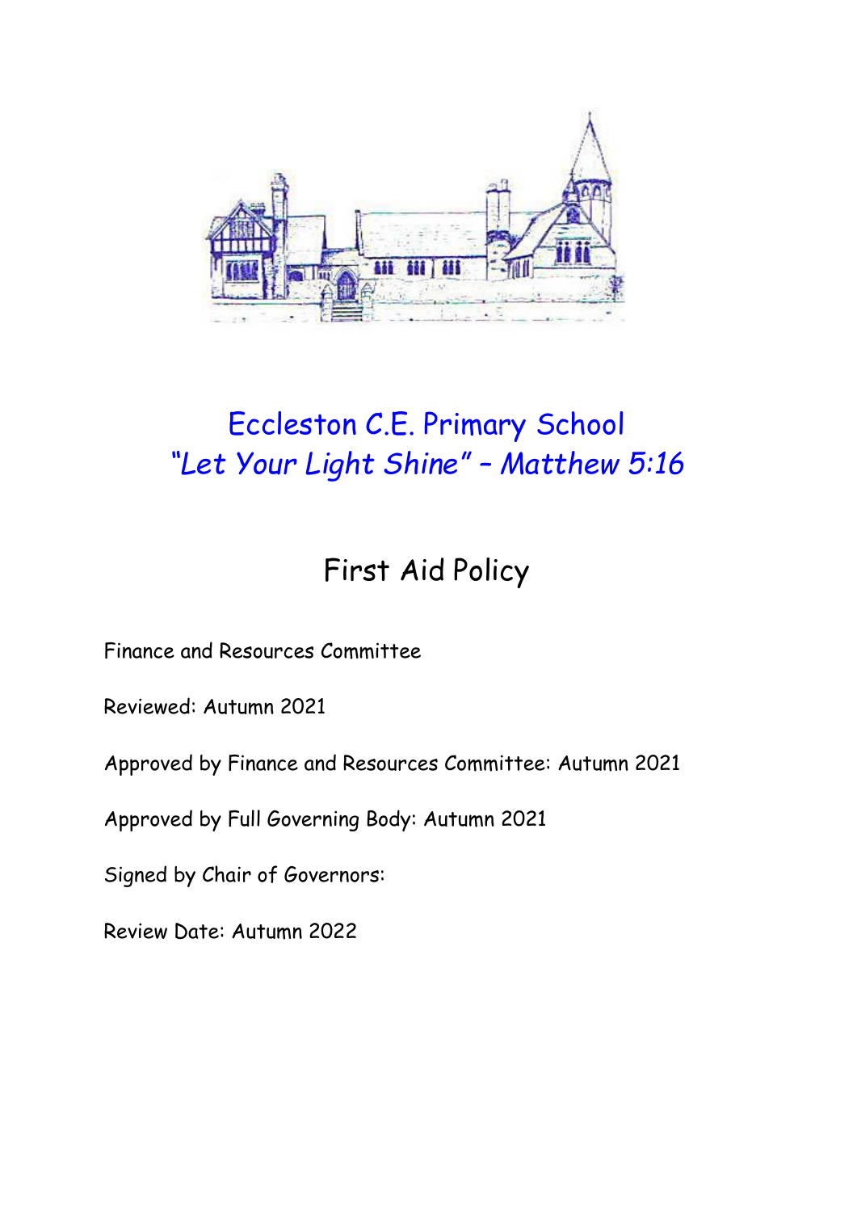# Eccleston C.E. Primary School

*"Let Your Light Shine" – Matthew 5:16*

## First Aid Policy

Finance and Resources Committee

Reviewed: Autumn 2021

Approved by Finance and Resources Committee: Autumn 2021

Approved by Full Governing Body: Autumn 2021

Signed by Chair of Governors:

Review Date: Autumn 2022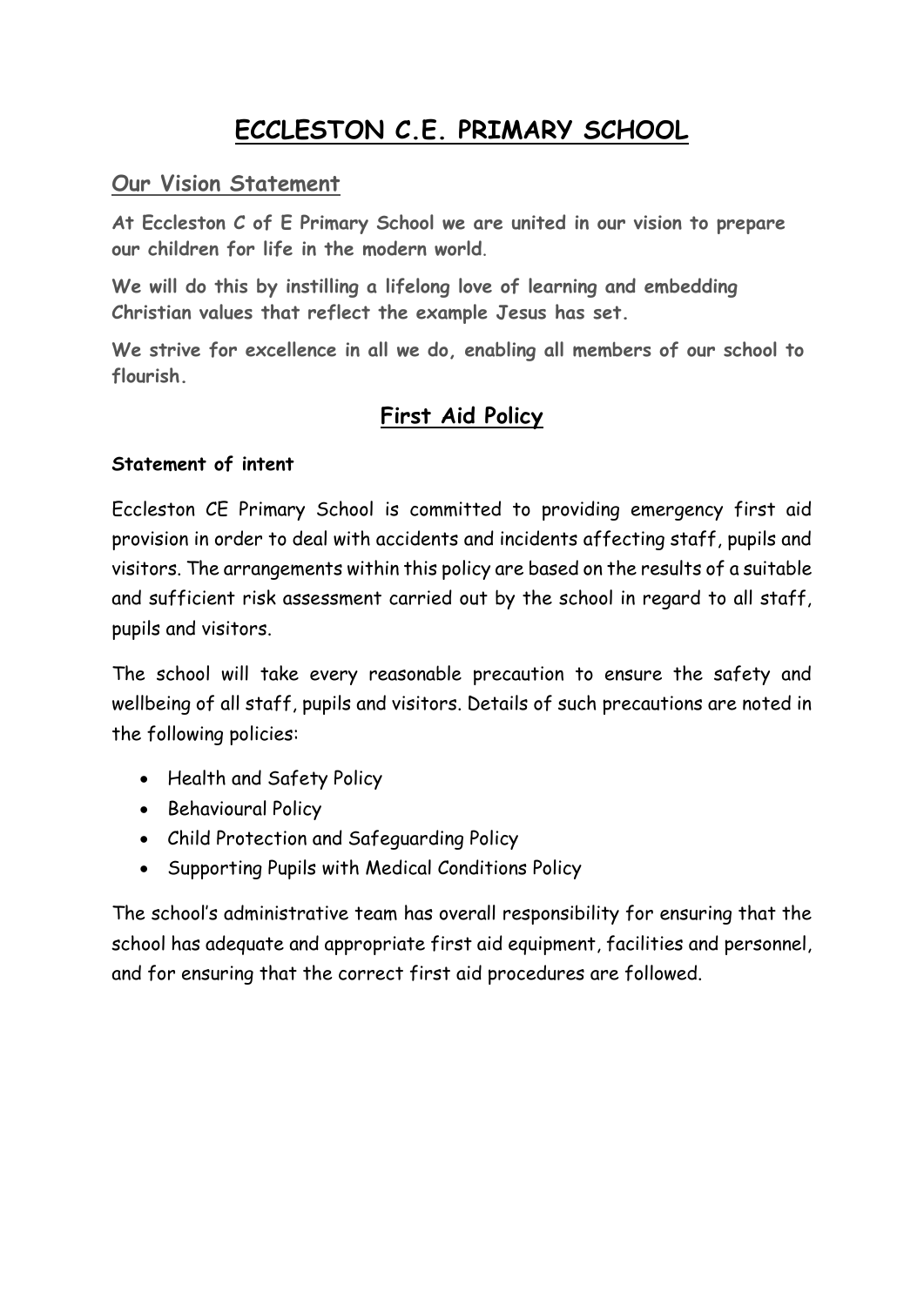# ECCLESTON C.E. PRIMARY SCHOOL

## Our Vision Statement

**At Eccleston C of E Primary School we are united in our vision to prepare our children for life in the modern world.**

**We will do this by instilling a lifelong love of learning and embedding Christian values that reflect the example Jesus has set.**

**We strive for excellence in all we do, enabling all members of our school to flourish.**

## First Aid Policy

**Statement of intent**

Eccleston CE Primary School is committed to providing emergency first aid provision in order to deal with accidents and incidents affecting staff, pupils and visitors. The arrangements within this policy are based on the results of a suitable and sufficient risk assessment carried out by the school in regard to all staff, pupils and visitors.

The school will take every reasonable precaution to ensure the safety and wellbeing of all staff, pupils and visitors. Details of such precautions are noted in the following policies:

- Health and Safety Policy
- Behavioural Policy
- Child Protection and Safeguarding Policy
- Supporting Pupils with Medical Conditions Policy

The school's administrative team has overall responsibility for ensuring that the school has adequate and appropriate first aid equipment, facilities and personnel, and for ensuring that the correct first aid procedures are followed.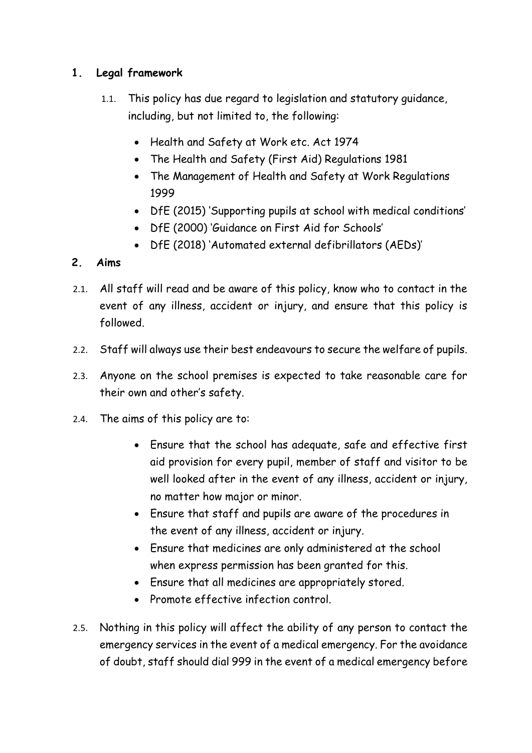## 1. Legal framework

1.1. This policy has due regard to legislation and statutory guidance, including, but not limited to, the following:

- Health and Safety at Work etc. Act 1974
- The Health and Safety (First Aid) Regulations 1981
- The Management of Health and Safety at Work Regulations 1999
- DfE (2015) 'Supporting pupils at school with medical conditions'
- DfE (2000) 'Guidance on First Aid for Schools'
- DfE (2018) 'Automated external defibrillators (AEDs)'

## 2. Aims

2.1. All staff will read and be aware of this policy, know who to contact in the event of any illness, accident or injury, and ensure that this policy is followed.

2.2. Staff will always use their best endeavours to secure the welfare of pupils.

2.3. Anyone on the school premises is expected to take reasonable care for their own and other's safety.

2.4. The aims of this policy are to:

- Ensure that the school has adequate, safe and effective first aid provision for every pupil, member of staff and visitor to be well looked after in the event of any illness, accident or injury, no matter how major or minor.
- Ensure that staff and pupils are aware of the procedures in the event of any illness, accident or injury.
- Ensure that medicines are only administered at the school when express permission has been granted for this.
- Ensure that all medicines are appropriately stored.
- Promote effective infection control.

2.5. Nothing in this policy will affect the ability of any person to contact the emergency services in the event of a medical emergency. For the avoidance of doubt, staff should dial 999 in the event of a medical emergency before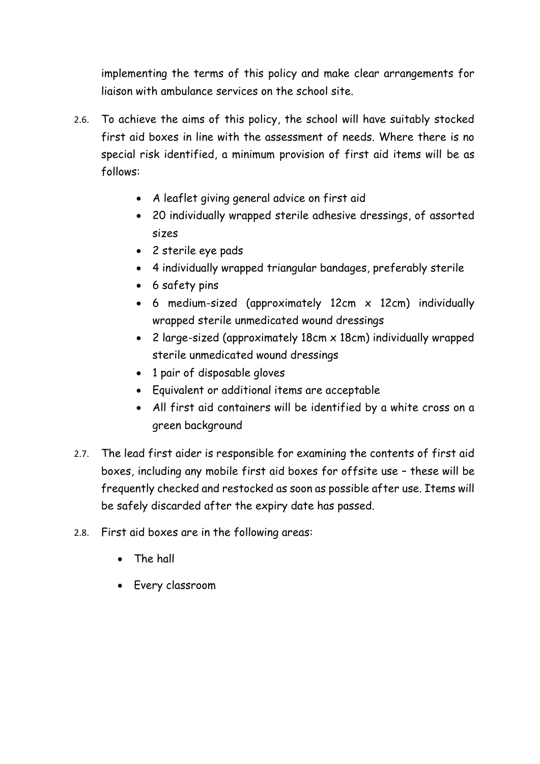implementing the terms of this policy and make clear arrangements for liaison with ambulance services on the school site.

2.6. To achieve the aims of this policy, the school will have suitably stocked first aid boxes in line with the assessment of needs. Where there is no special risk identified, a minimum provision of first aid items will be as follows:

- A leaflet giving general advice on first aid
- 20 individually wrapped sterile adhesive dressings, of assorted sizes
- 2 sterile eye pads
- 4 individually wrapped triangular bandages, preferably sterile
- 6 safety pins
- 6 medium-sized (approximately 12cm x 12cm) individually wrapped sterile unmedicated wound dressings
- 2 large-sized (approximately 18cm x 18cm) individually wrapped sterile unmedicated wound dressings
- 1 pair of disposable gloves
- Equivalent or additional items are acceptable
- All first aid containers will be identified by a white cross on a green background

2.7. The lead first aider is responsible for examining the contents of first aid boxes, including any mobile first aid boxes for offsite use – these will be frequently checked and restocked as soon as possible after use. Items will be safely discarded after the expiry date has passed.

2.8. First aid boxes are in the following areas:

- The hall
- Every classroom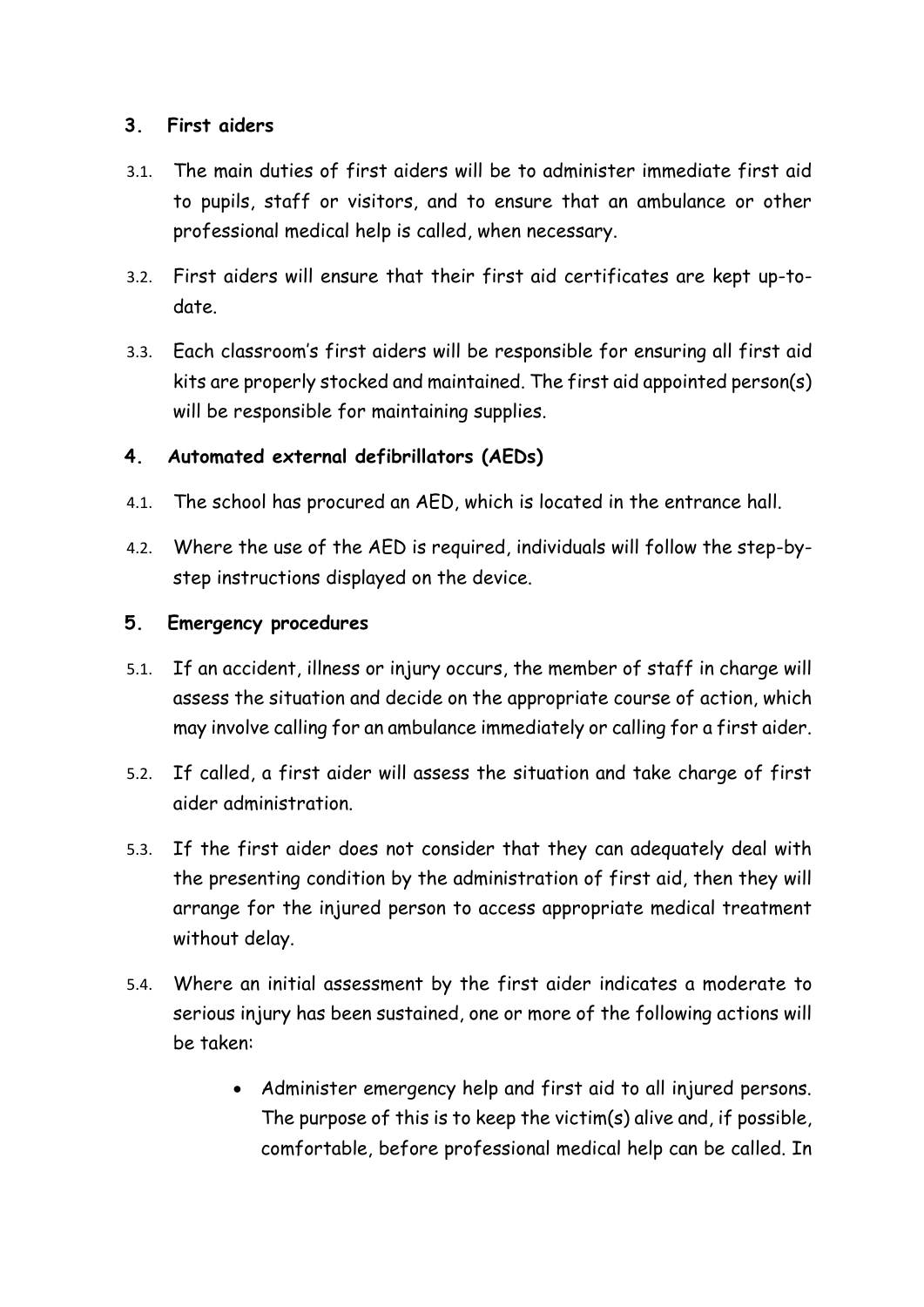## 3. First aiders

3.1. The main duties of first aiders will be to administer immediate first aid to pupils, staff or visitors, and to ensure that an ambulance or other professional medical help is called, when necessary.

3.2. First aiders will ensure that their first aid certificates are kept up-to-date.

3.3. Each classroom's first aiders will be responsible for ensuring all first aid kits are properly stocked and maintained. The first aid appointed person(s) will be responsible for maintaining supplies.

## 4. Automated external defibrillators (AEDs)

4.1. The school has procured an AED, which is located in the entrance hall.

4.2. Where the use of the AED is required, individuals will follow the step-by-step instructions displayed on the device.

## 5. Emergency procedures

5.1. If an accident, illness or injury occurs, the member of staff in charge will assess the situation and decide on the appropriate course of action, which may involve calling for an ambulance immediately or calling for a first aider.

5.2. If called, a first aider will assess the situation and take charge of first aider administration.

5.3. If the first aider does not consider that they can adequately deal with the presenting condition by the administration of first aid, then they will arrange for the injured person to access appropriate medical treatment without delay.

5.4. Where an initial assessment by the first aider indicates a moderate to serious injury has been sustained, one or more of the following actions will be taken:

- Administer emergency help and first aid to all injured persons. The purpose of this is to keep the victim(s) alive and, if possible, comfortable, before professional medical help can be called. In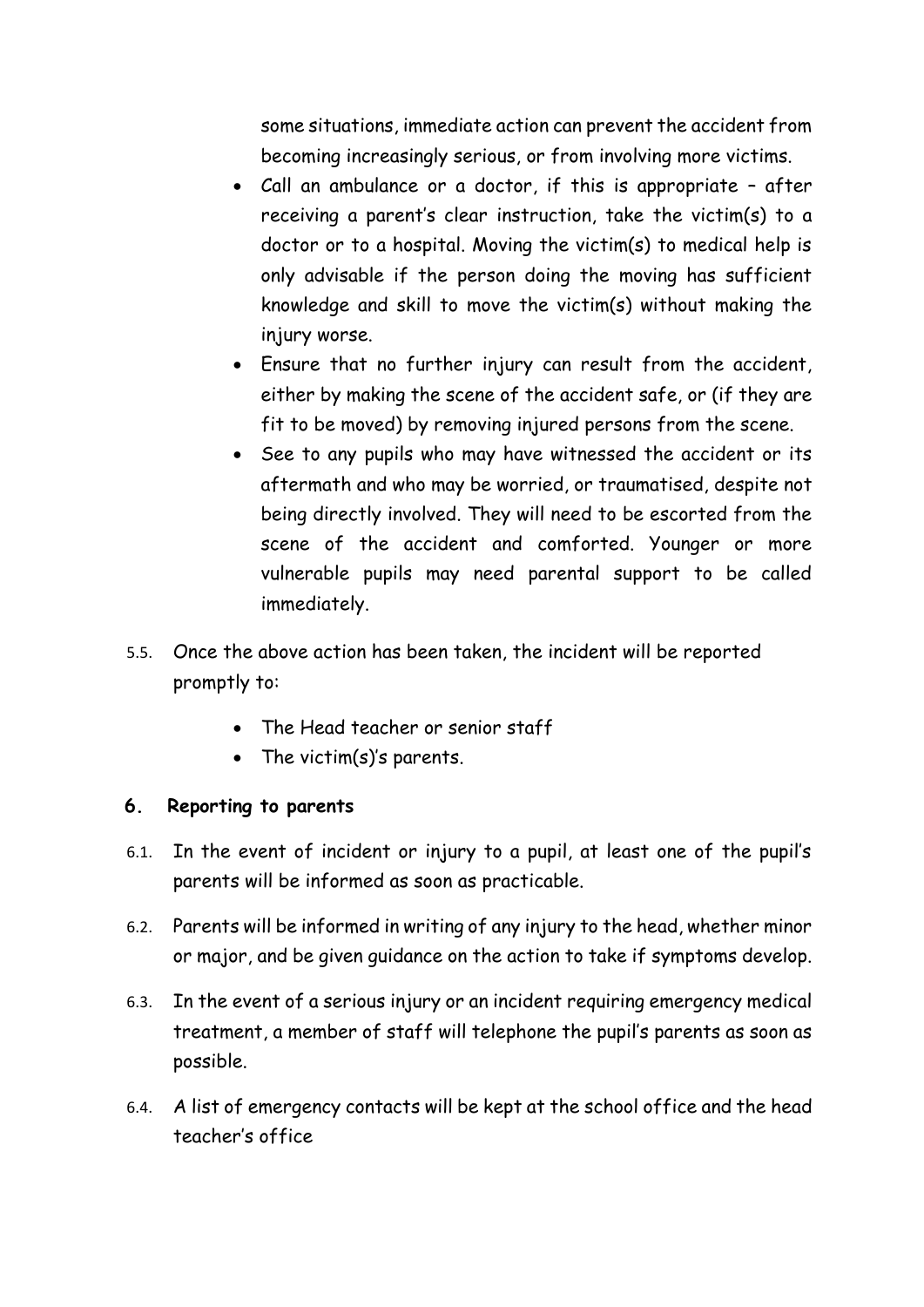some situations, immediate action can prevent the accident from becoming increasingly serious, or from involving more victims.

- Call an ambulance or a doctor, if this is appropriate – after receiving a parent's clear instruction, take the victim(s) to a doctor or to a hospital. Moving the victim(s) to medical help is only advisable if the person doing the moving has sufficient knowledge and skill to move the victim(s) without making the injury worse.
- Ensure that no further injury can result from the accident, either by making the scene of the accident safe, or (if they are fit to be moved) by removing injured persons from the scene.
- See to any pupils who may have witnessed the accident or its aftermath and who may be worried, or traumatised, despite not being directly involved. They will need to be escorted from the scene of the accident and comforted. Younger or more vulnerable pupils may need parental support to be called immediately.

5.5. Once the above action has been taken, the incident will be reported promptly to:

- The Head teacher or senior staff
- The victim(s)'s parents.

## 6. Reporting to parents

6.1. In the event of incident or injury to a pupil, at least one of the pupil's parents will be informed as soon as practicable.

6.2. Parents will be informed in writing of any injury to the head, whether minor or major, and be given guidance on the action to take if symptoms develop.

6.3. In the event of a serious injury or an incident requiring emergency medical treatment, a member of staff will telephone the pupil's parents as soon as possible.

6.4. A list of emergency contacts will be kept at the school office and the head teacher's office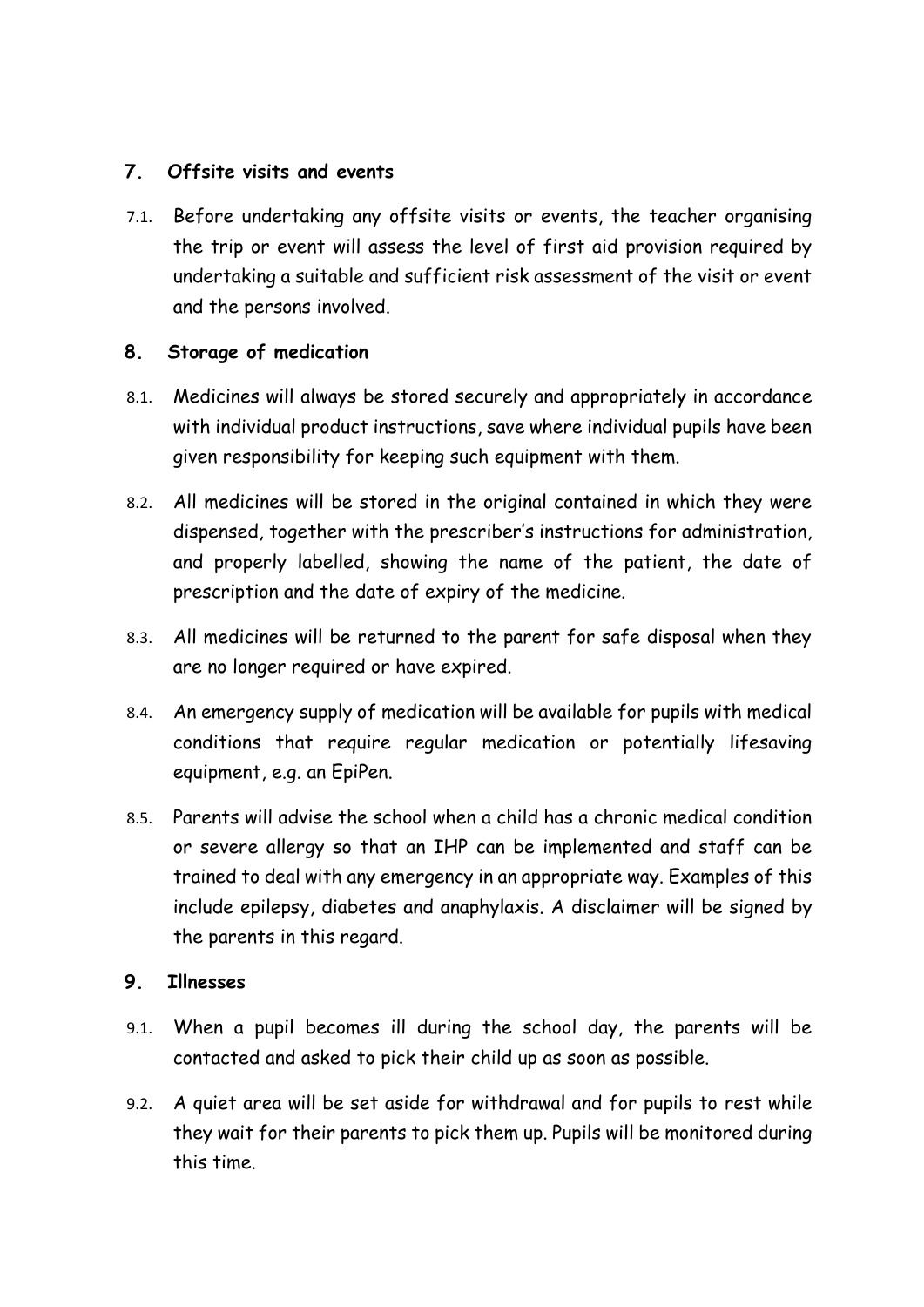## 7. Offsite visits and events

7.1. Before undertaking any offsite visits or events, the teacher organising the trip or event will assess the level of first aid provision required by undertaking a suitable and sufficient risk assessment of the visit or event and the persons involved.

## 8. Storage of medication

8.1. Medicines will always be stored securely and appropriately in accordance with individual product instructions, save where individual pupils have been given responsibility for keeping such equipment with them.

8.2. All medicines will be stored in the original contained in which they were dispensed, together with the prescriber's instructions for administration, and properly labelled, showing the name of the patient, the date of prescription and the date of expiry of the medicine.

8.3. All medicines will be returned to the parent for safe disposal when they are no longer required or have expired.

8.4. An emergency supply of medication will be available for pupils with medical conditions that require regular medication or potentially lifesaving equipment, e.g. an EpiPen.

8.5. Parents will advise the school when a child has a chronic medical condition or severe allergy so that an IHP can be implemented and staff can be trained to deal with any emergency in an appropriate way. Examples of this include epilepsy, diabetes and anaphylaxis. A disclaimer will be signed by the parents in this regard.

## 9. Illnesses

9.1. When a pupil becomes ill during the school day, the parents will be contacted and asked to pick their child up as soon as possible.

9.2. A quiet area will be set aside for withdrawal and for pupils to rest while they wait for their parents to pick them up. Pupils will be monitored during this time.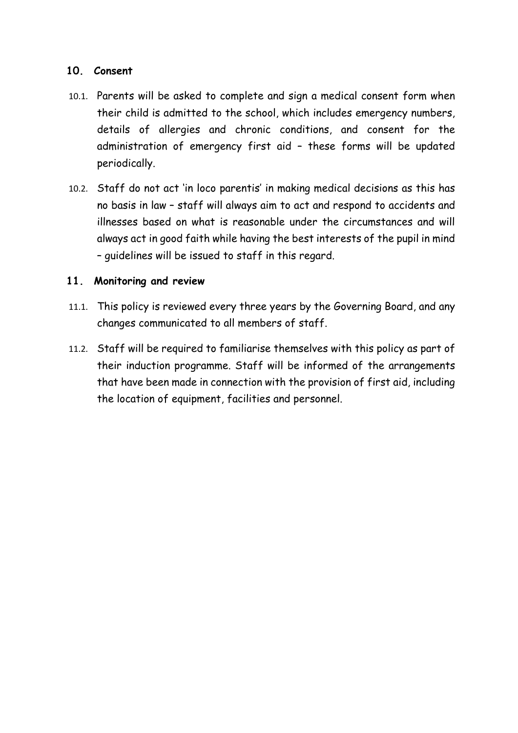## 10. Consent

10.1. Parents will be asked to complete and sign a medical consent form when their child is admitted to the school, which includes emergency numbers, details of allergies and chronic conditions, and consent for the administration of emergency first aid – these forms will be updated periodically.

10.2. Staff do not act 'in loco parentis' in making medical decisions as this has no basis in law – staff will always aim to act and respond to accidents and illnesses based on what is reasonable under the circumstances and will always act in good faith while having the best interests of the pupil in mind – guidelines will be issued to staff in this regard.

## 11. Monitoring and review

11.1. This policy is reviewed every three years by the Governing Board, and any changes communicated to all members of staff.

11.2. Staff will be required to familiarise themselves with this policy as part of their induction programme. Staff will be informed of the arrangements that have been made in connection with the provision of first aid, including the location of equipment, facilities and personnel.